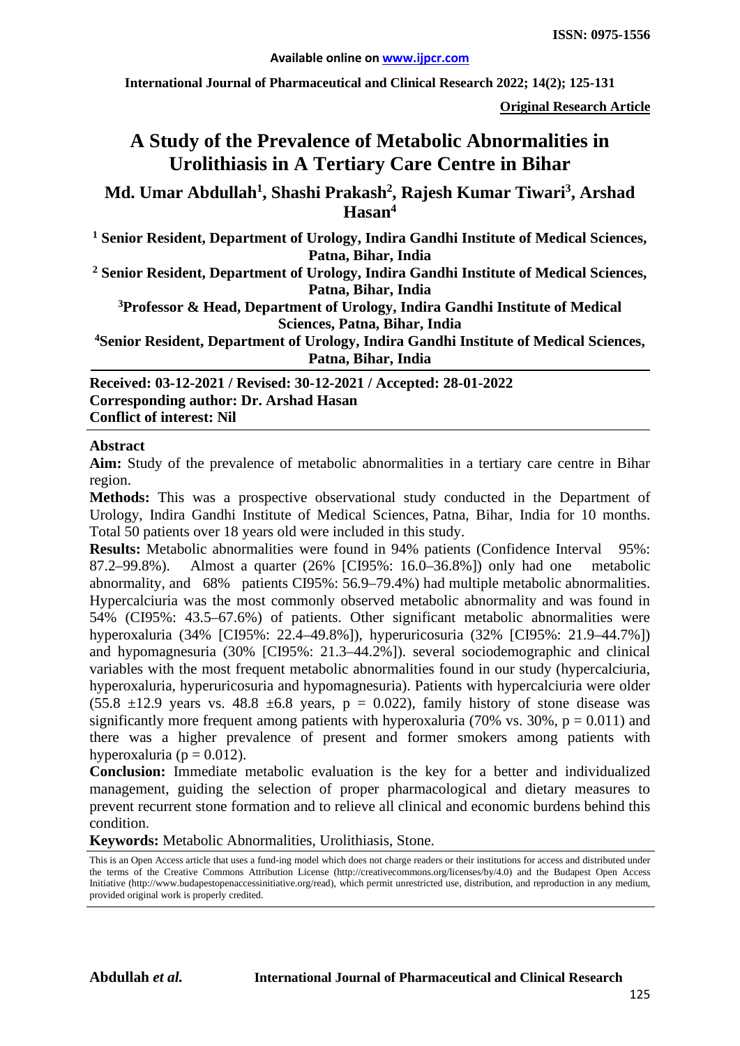**ISSN: 0975-1556**

**Available online on www.ijpcr.com**

**International Journal of Pharmaceutical and Clinical Research 2022; 14(2); 125-131**

**Original Research Article**

# A Study of the Prevalence of Metabolic Abnormalities in Urolithiasis in A Tertiary Care Centre in Bihar

**Md. Umar Abdullah[1], Shashi Prakash[2], Rajesh Kumar Tiwari[3], Arshad Hasan[4]**

**[1] Senior Resident, Department of Urology, Indira Gandhi Institute of Medical Sciences, Patna, Bihar, India**

**[2] Senior Resident, Department of Urology, Indira Gandhi Institute of Medical Sciences, Patna, Bihar, India**

**[3]Professor & Head, Department of Urology, Indira Gandhi Institute of Medical Sciences, Patna, Bihar, India**

**[4]Senior Resident, Department of Urology, Indira Gandhi Institute of Medical Sciences, Patna, Bihar, India**

**Received: 03-12-2021 / Revised: 30-12-2021 / Accepted: 28-01-2022**
**Corresponding author: Dr. Arshad Hasan**
**Conflict of interest: Nil**

## Abstract

**Aim:** Study of the prevalence of metabolic abnormalities in a tertiary care centre in Bihar region.

**Methods:** This was a prospective observational study conducted in the Department of Urology, Indira Gandhi Institute of Medical Sciences, Patna, Bihar, India for 10 months. Total 50 patients over 18 years old were included in this study.

**Results:** Metabolic abnormalities were found in 94% patients (Confidence Interval 95%: 87.2–99.8%). Almost a quarter (26% [CI95%: 16.0–36.8%]) only had one metabolic abnormality, and 68% patients CI95%: 56.9–79.4%) had multiple metabolic abnormalities. Hypercalciuria was the most commonly observed metabolic abnormality and was found in 54% (CI95%: 43.5–67.6%) of patients. Other significant metabolic abnormalities were hyperoxaluria (34% [CI95%: 22.4–49.8%]), hyperuricosuria (32% [CI95%: 21.9–44.7%]) and hypomagnesuria (30% [CI95%: 21.3–44.2%]). several sociodemographic and clinical variables with the most frequent metabolic abnormalities found in our study (hypercalciuria, hyperoxaluria, hyperuricosuria and hypomagnesuria). Patients with hypercalciuria were older (55.8 ±12.9 years vs. 48.8 ±6.8 years, $p = 0.022$), family history of stone disease was significantly more frequent among patients with hyperoxaluria (70% vs. 30%, $p = 0.011$) and there was a higher prevalence of present and former smokers among patients with hyperoxaluria ($p = 0.012$).

**Conclusion:** Immediate metabolic evaluation is the key for a better and individualized management, guiding the selection of proper pharmacological and dietary measures to prevent recurrent stone formation and to relieve all clinical and economic burdens behind this condition.

**Keywords:** Metabolic Abnormalities, Urolithiasis, Stone.

This is an Open Access article that uses a fund-ing model which does not charge readers or their institutions for access and distributed under the terms of the Creative Commons Attribution License (http://creativecommons.org/licenses/by/4.0) and the Budapest Open Access Initiative (http://www.budapestopenaccessinitiative.org/read), which permit unrestricted use, distribution, and reproduction in any medium, provided original work is properly credited.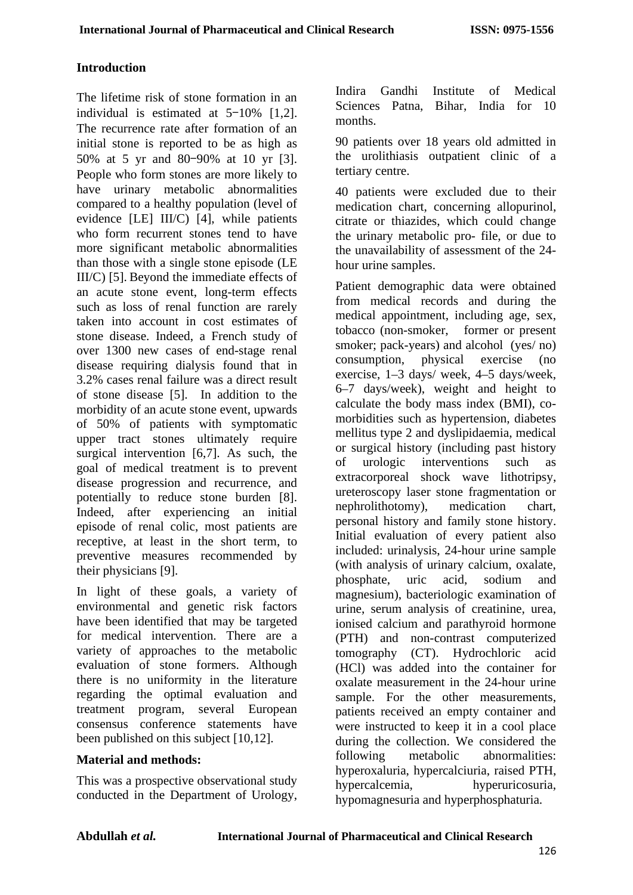## Introduction

The lifetime risk of stone formation in an individual is estimated at 5−10% [1,2]. The recurrence rate after formation of an initial stone is reported to be as high as 50% at 5 yr and 80−90% at 10 yr [3]. People who form stones are more likely to have urinary metabolic abnormalities compared to a healthy population (level of evidence [LE] III/C) [4], while patients who form recurrent stones tend to have more significant metabolic abnormalities than those with a single stone episode (LE III/C) [5]. Beyond the immediate effects of an acute stone event, long-term effects such as loss of renal function are rarely taken into account in cost estimates of stone disease. Indeed, a French study of over 1300 new cases of end-stage renal disease requiring dialysis found that in 3.2% cases renal failure was a direct result of stone disease [5]. In addition to the morbidity of an acute stone event, upwards of 50% of patients with symptomatic upper tract stones ultimately require surgical intervention [6,7]. As such, the goal of medical treatment is to prevent disease progression and recurrence, and potentially to reduce stone burden [8]. Indeed, after experiencing an initial episode of renal colic, most patients are receptive, at least in the short term, to preventive measures recommended by their physicians [9].

In light of these goals, a variety of environmental and genetic risk factors have been identified that may be targeted for medical intervention. There are a variety of approaches to the metabolic evaluation of stone formers. Although there is no uniformity in the literature regarding the optimal evaluation and treatment program, several European consensus conference statements have been published on this subject [10,12].

## Material and methods:

This was a prospective observational study conducted in the Department of Urology, Indira Gandhi Institute of Medical Sciences Patna, Bihar, India for 10 months.

90 patients over 18 years old admitted in the urolithiasis outpatient clinic of a tertiary centre.

40 patients were excluded due to their medication chart, concerning allopurinol, citrate or thiazides, which could change the urinary metabolic pro- file, or due to the unavailability of assessment of the 24-hour urine samples.

Patient demographic data were obtained from medical records and during the medical appointment, including age, sex, tobacco (non-smoker, former or present smoker; pack-years) and alcohol (yes/ no) consumption, physical exercise (no exercise, 1–3 days/ week, 4–5 days/week, 6–7 days/week), weight and height to calculate the body mass index (BMI), co-morbidities such as hypertension, diabetes mellitus type 2 and dyslipidaemia, medical or surgical history (including past history of urologic interventions such as extracorporeal shock wave lithotripsy, ureteroscopy laser stone fragmentation or nephrolithotomy), medication chart, personal history and family stone history. Initial evaluation of every patient also included: urinalysis, 24-hour urine sample (with analysis of urinary calcium, oxalate, phosphate, uric acid, sodium and magnesium), bacteriologic examination of urine, serum analysis of creatinine, urea, ionised calcium and parathyroid hormone (PTH) and non-contrast computerized tomography (CT). Hydrochloric acid (HCl) was added into the container for oxalate measurement in the 24-hour urine sample. For the other measurements, patients received an empty container and were instructed to keep it in a cool place during the collection. We considered the following metabolic abnormalities: hyperoxaluria, hypercalciuria, raised PTH, hypercalcemia, hyperuricosuria, hypomagnesuria and hyperphosphaturia.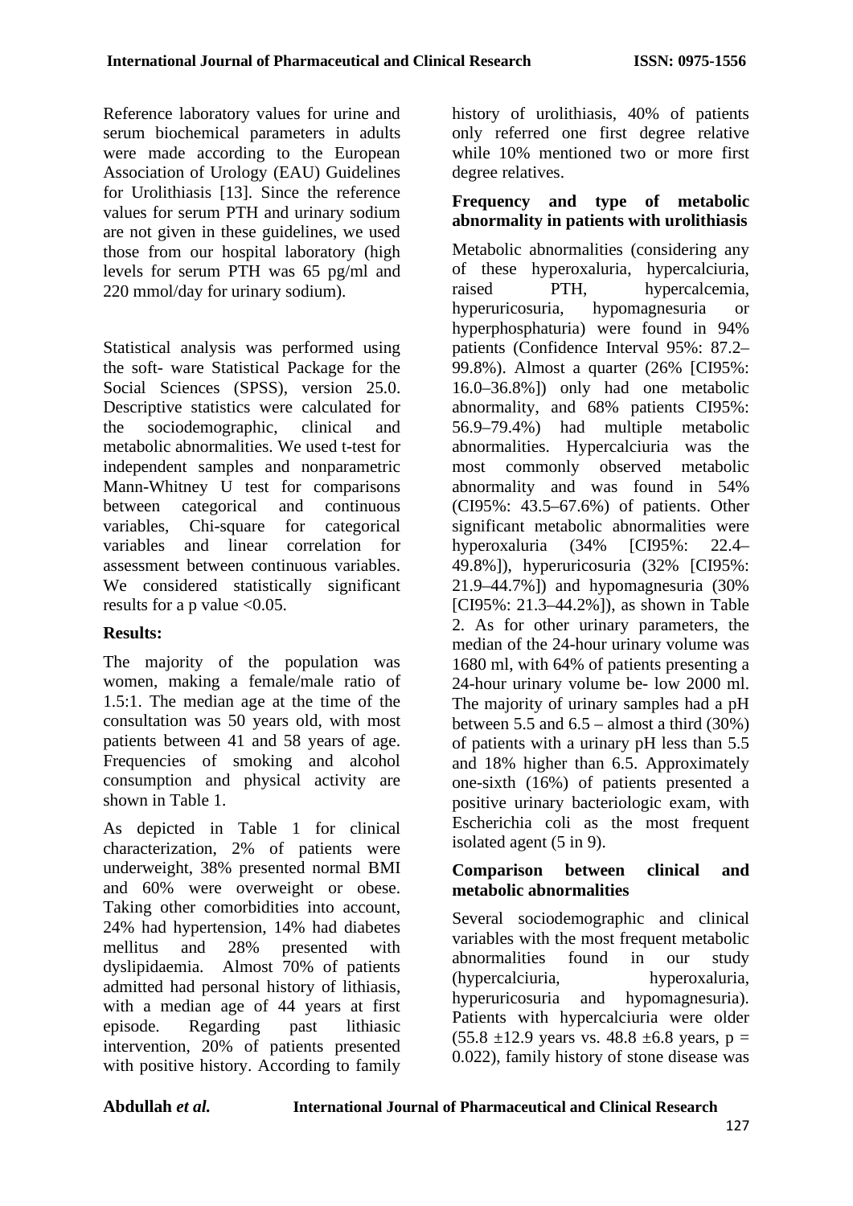Reference laboratory values for urine and serum biochemical parameters in adults were made according to the European Association of Urology (EAU) Guidelines for Urolithiasis [13]. Since the reference values for serum PTH and urinary sodium are not given in these guidelines, we used those from our hospital laboratory (high levels for serum PTH was 65 pg/ml and 220 mmol/day for urinary sodium).

Statistical analysis was performed using the soft- ware Statistical Package for the Social Sciences (SPSS), version 25.0. Descriptive statistics were calculated for the sociodemographic, clinical and metabolic abnormalities. We used t-test for independent samples and nonparametric Mann-Whitney U test for comparisons between categorical and continuous variables, Chi-square for categorical variables and linear correlation for assessment between continuous variables. We considered statistically significant results for a p value <0.05.

## Results:

The majority of the population was women, making a female/male ratio of 1.5:1. The median age at the time of the consultation was 50 years old, with most patients between 41 and 58 years of age. Frequencies of smoking and alcohol consumption and physical activity are shown in Table 1.

As depicted in Table 1 for clinical characterization, 2% of patients were underweight, 38% presented normal BMI and 60% were overweight or obese. Taking other comorbidities into account, 24% had hypertension, 14% had diabetes mellitus and 28% presented with dyslipidaemia. Almost 70% of patients admitted had personal history of lithiasis, with a median age of 44 years at first episode. Regarding past lithiasic intervention, 20% of patients presented with positive history. According to family history of urolithiasis, 40% of patients only referred one first degree relative while 10% mentioned two or more first degree relatives.

### Frequency and type of metabolic abnormality in patients with urolithiasis

Metabolic abnormalities (considering any of these hyperoxaluria, hypercalciuria, raised PTH, hypercalcemia, hyperuricosuria, hypomagnesuria or hyperphosphaturia) were found in 94% patients (Confidence Interval 95%: 87.2–99.8%). Almost a quarter (26% [CI95%: 16.0–36.8%]) only had one metabolic abnormality, and 68% patients CI95%: 56.9–79.4%) had multiple metabolic abnormalities. Hypercalciuria was the most commonly observed metabolic abnormality and was found in 54% (CI95%: 43.5–67.6%) of patients. Other significant metabolic abnormalities were hyperoxaluria (34% [CI95%: 22.4–49.8%]), hyperuricosuria (32% [CI95%: 21.9–44.7%]) and hypomagnesuria (30% [CI95%: 21.3–44.2%]), as shown in Table 2. As for other urinary parameters, the median of the 24-hour urinary volume was 1680 ml, with 64% of patients presenting a 24-hour urinary volume be- low 2000 ml. The majority of urinary samples had a pH between 5.5 and 6.5 – almost a third (30%) of patients with a urinary pH less than 5.5 and 18% higher than 6.5. Approximately one-sixth (16%) of patients presented a positive urinary bacteriologic exam, with Escherichia coli as the most frequent isolated agent (5 in 9).

### Comparison between clinical and metabolic abnormalities

Several sociodemographic and clinical variables with the most frequent metabolic abnormalities found in our study (hypercalciuria, hyperoxaluria, hyperuricosuria and hypomagnesuria). Patients with hypercalciuria were older (55.8 ±12.9 years vs. 48.8 ±6.8 years, $p = 0.022$), family history of stone disease was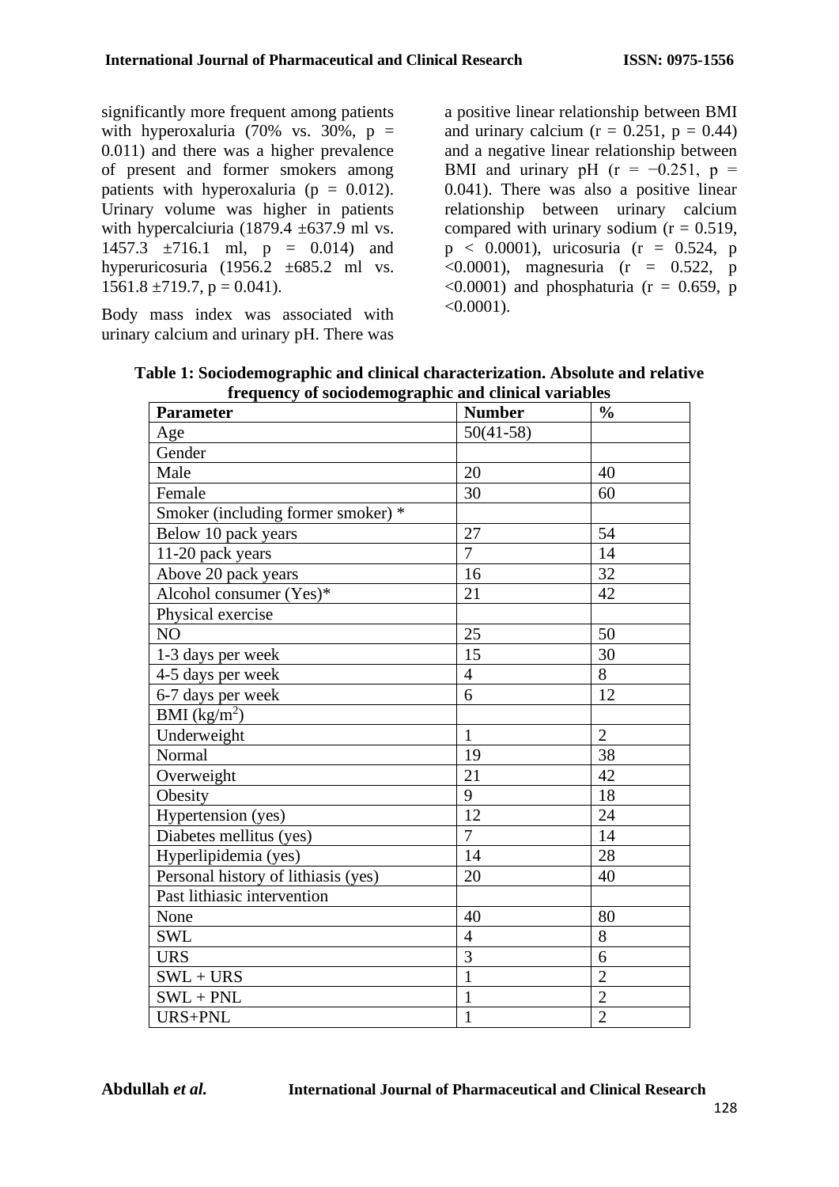significantly more frequent among patients with hyperoxaluria (70% vs. 30%, $p = 0.011$) and there was a higher prevalence of present and former smokers among patients with hyperoxaluria ($p = 0.012$). Urinary volume was higher in patients with hypercalciuria (1879.4 ±637.9 ml vs. 1457.3 ±716.1 ml, $p = 0.014$) and hyperuricosuria (1956.2 ±685.2 ml vs. 1561.8 ±719.7, $p = 0.041$).

Body mass index was associated with urinary calcium and urinary pH. There was a positive linear relationship between BMI and urinary calcium ($r = 0.251$, $p = 0.44$) and a negative linear relationship between BMI and urinary pH ($r = -0.251$, $p = 0.041$). There was also a positive linear relationship between urinary calcium compared with urinary sodium ($r = 0.519$, $p < 0.0001$), uricosuria ($r = 0.524$, $p < 0.0001$), magnesuria ($r = 0.522$, $p < 0.0001$) and phosphaturia ($r = 0.659$, $p < 0.0001$).

**Table 1: Sociodemographic and clinical characterization. Absolute and relative frequency of sociodemographic and clinical variables**

| Parameter | Number | % |
|---|---|---|
| Age | 50(41-58) | |
| Gender | | |
| Male | 20 | 40 |
| Female | 30 | 60 |
| Smoker (including former smoker) * | | |
| Below 10 pack years | 27 | 54 |
| 11-20 pack years | 7 | 14 |
| Above 20 pack years | 16 | 32 |
| Alcohol consumer (Yes)* | 21 | 42 |
| Physical exercise | | |
| NO | 25 | 50 |
| 1-3 days per week | 15 | 30 |
| 4-5 days per week | 4 | 8 |
| 6-7 days per week | 6 | 12 |
| BMI ($kg/m^2$) | | |
| Underweight | 1 | 2 |
| Normal | 19 | 38 |
| Overweight | 21 | 42 |
| Obesity | 9 | 18 |
| Hypertension (yes) | 12 | 24 |
| Diabetes mellitus (yes) | 7 | 14 |
| Hyperlipidemia (yes) | 14 | 28 |
| Personal history of lithiasis (yes) | 20 | 40 |
| Past lithiasic intervention | | |
| None | 40 | 80 |
| SWL | 4 | 8 |
| URS | 3 | 6 |
| SWL + URS | 1 | 2 |
| SWL + PNL | 1 | 2 |
| URS+PNL | 1 | 2 |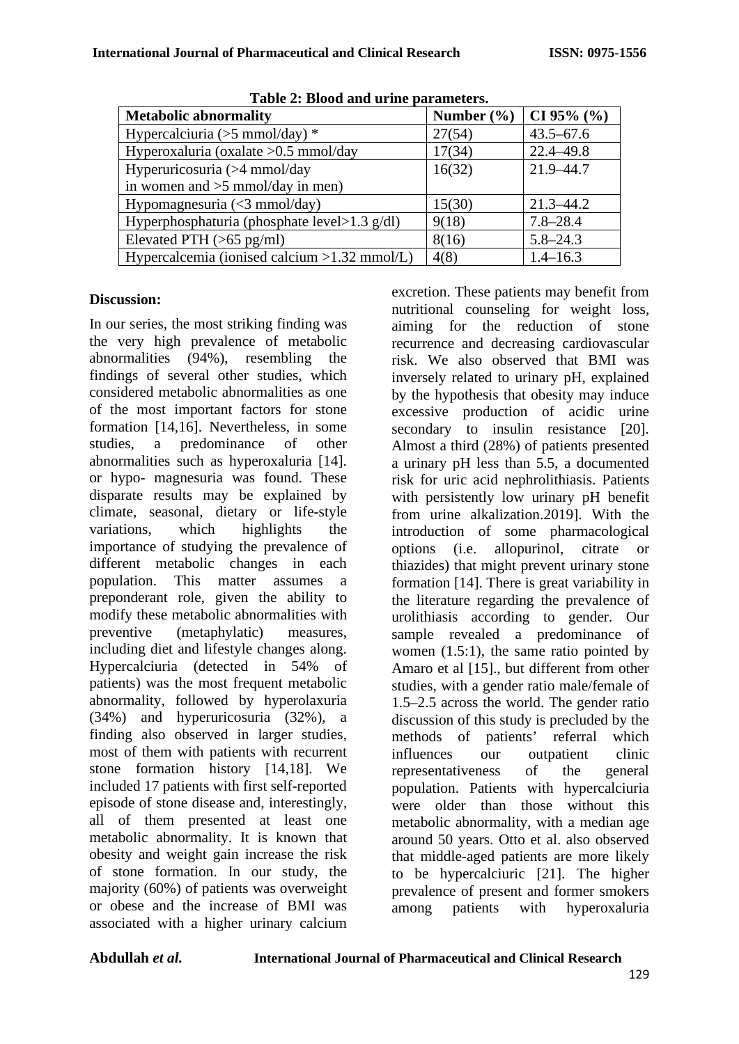**Table 2: Blood and urine parameters.**

| Metabolic abnormality | Number (%) | CI 95% (%) |
|---|---|---|
| Hypercalciuria (>5 mmol/day) * | 27(54) | 43.5–67.6 |
| Hyperoxaluria (oxalate >0.5 mmol/day | 17(34) | 22.4–49.8 |
| Hyperuricosuria (>4 mmol/day in women and >5 mmol/day in men) | 16(32) | 21.9–44.7 |
| Hypomagnesuria (<3 mmol/day) | 15(30) | 21.3–44.2 |
| Hyperphosphaturia (phosphate level>1.3 g/dl) | 9(18) | 7.8–28.4 |
| Elevated PTH (>65 pg/ml) | 8(16) | 5.8–24.3 |
| Hypercalcemia (ionised calcium >1.32 mmol/L) | 4(8) | 1.4–16.3 |

## Discussion:

In our series, the most striking finding was the very high prevalence of metabolic abnormalities (94%), resembling the findings of several other studies, which considered metabolic abnormalities as one of the most important factors for stone formation [14,16]. Nevertheless, in some studies, a predominance of other abnormalities such as hyperoxaluria [14]. or hypo- magnesuria was found. These disparate results may be explained by climate, seasonal, dietary or life-style variations, which highlights the importance of studying the prevalence of different metabolic changes in each population. This matter assumes a preponderant role, given the ability to modify these metabolic abnormalities with preventive (metaphylatic) measures, including diet and lifestyle changes along. Hypercalciuria (detected in 54% of patients) was the most frequent metabolic abnormality, followed by hyperolaxuria (34%) and hyperuricosuria (32%), a finding also observed in larger studies, most of them with patients with recurrent stone formation history [14,18]. We included 17 patients with first self-reported episode of stone disease and, interestingly, all of them presented at least one metabolic abnormality. It is known that obesity and weight gain increase the risk of stone formation. In our study, the majority (60%) of patients was overweight or obese and the increase of BMI was associated with a higher urinary calcium excretion. These patients may benefit from nutritional counseling for weight loss, aiming for the reduction of stone recurrence and decreasing cardiovascular risk. We also observed that BMI was inversely related to urinary pH, explained by the hypothesis that obesity may induce excessive production of acidic urine secondary to insulin resistance [20]. Almost a third (28%) of patients presented a urinary pH less than 5.5, a documented risk for uric acid nephrolithiasis. Patients with persistently low urinary pH benefit from urine alkalization.2019]. With the introduction of some pharmacological options (i.e. allopurinol, citrate or thiazides) that might prevent urinary stone formation [14]. There is great variability in the literature regarding the prevalence of urolithiasis according to gender. Our sample revealed a predominance of women (1.5:1), the same ratio pointed by Amaro et al [15]., but different from other studies, with a gender ratio male/female of 1.5–2.5 across the world. The gender ratio discussion of this study is precluded by the methods of patients' referral which influences our outpatient clinic representativeness of the general population. Patients with hypercalciuria were older than those without this metabolic abnormality, with a median age around 50 years. Otto et al. also observed that middle-aged patients are more likely to be hypercalciuric [21]. The higher prevalence of present and former smokers among patients with hyperoxaluria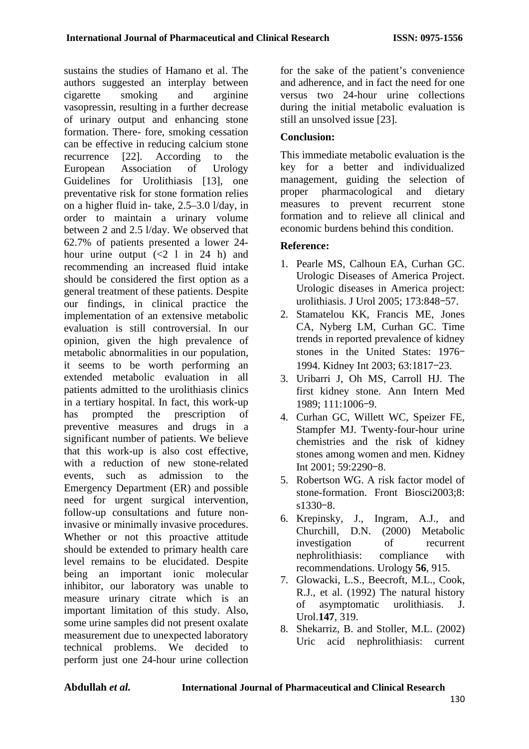sustains the studies of Hamano et al. The authors suggested an interplay between cigarette smoking and arginine vasopressin, resulting in a further decrease of urinary output and enhancing stone formation. There- fore, smoking cessation can be effective in reducing calcium stone recurrence [22]. According to the European Association of Urology Guidelines for Urolithiasis [13], one preventative risk for stone formation relies on a higher fluid in- take, 2.5–3.0 l/day, in order to maintain a urinary volume between 2 and 2.5 l/day. We observed that 62.7% of patients presented a lower 24-hour urine output (<2 l in 24 h) and recommending an increased fluid intake should be considered the first option as a general treatment of these patients. Despite our findings, in clinical practice the implementation of an extensive metabolic evaluation is still controversial. In our opinion, given the high prevalence of metabolic abnormalities in our population, it seems to be worth performing an extended metabolic evaluation in all patients admitted to the urolithiasis clinics in a tertiary hospital. In fact, this work-up has prompted the prescription of preventive measures and drugs in a significant number of patients. We believe that this work-up is also cost effective, with a reduction of new stone-related events, such as admission to the Emergency Department (ER) and possible need for urgent surgical intervention, follow-up consultations and future non-invasive or minimally invasive procedures. Whether or not this proactive attitude should be extended to primary health care level remains to be elucidated. Despite being an important ionic molecular inhibitor, our laboratory was unable to measure urinary citrate which is an important limitation of this study. Also, some urine samples did not present oxalate measurement due to unexpected laboratory technical problems. We decided to perform just one 24-hour urine collection for the sake of the patient's convenience and adherence, and in fact the need for one versus two 24-hour urine collections during the initial metabolic evaluation is still an unsolved issue [23].

## Conclusion:

This immediate metabolic evaluation is the key for a better and individualized management, guiding the selection of proper pharmacological and dietary measures to prevent recurrent stone formation and to relieve all clinical and economic burdens behind this condition.

## Reference:

1. Pearle MS, Calhoun EA, Curhan GC. Urologic Diseases of America Project. Urologic diseases in America project: urolithiasis. J Urol 2005; 173:848−57.
2. Stamatelou KK, Francis ME, Jones CA, Nyberg LM, Curhan GC. Time trends in reported prevalence of kidney stones in the United States: 1976−1994. Kidney Int 2003; 63:1817−23.
3. Uribarri J, Oh MS, Carroll HJ. The first kidney stone. Ann Intern Med 1989; 111:1006−9.
4. Curhan GC, Willett WC, Speizer FE, Stampfer MJ. Twenty-four-hour urine chemistries and the risk of kidney stones among women and men. Kidney Int 2001; 59:2290−8.
5. Robertson WG. A risk factor model of stone-formation. Front Biosci2003;8: s1330−8.
6. Krepinsky, J., Ingram, A.J., and Churchill, D.N. (2000) Metabolic investigation of recurrent nephrolithiasis: compliance with recommendations. Urology **56**, 915.
7. Glowacki, L.S., Beecroft, M.L., Cook, R.J., et al. (1992) The natural history of asymptomatic urolithiasis. J. Urol.**147**, 319.
8. Shekarriz, B. and Stoller, M.L. (2002) Uric acid nephrolithiasis: current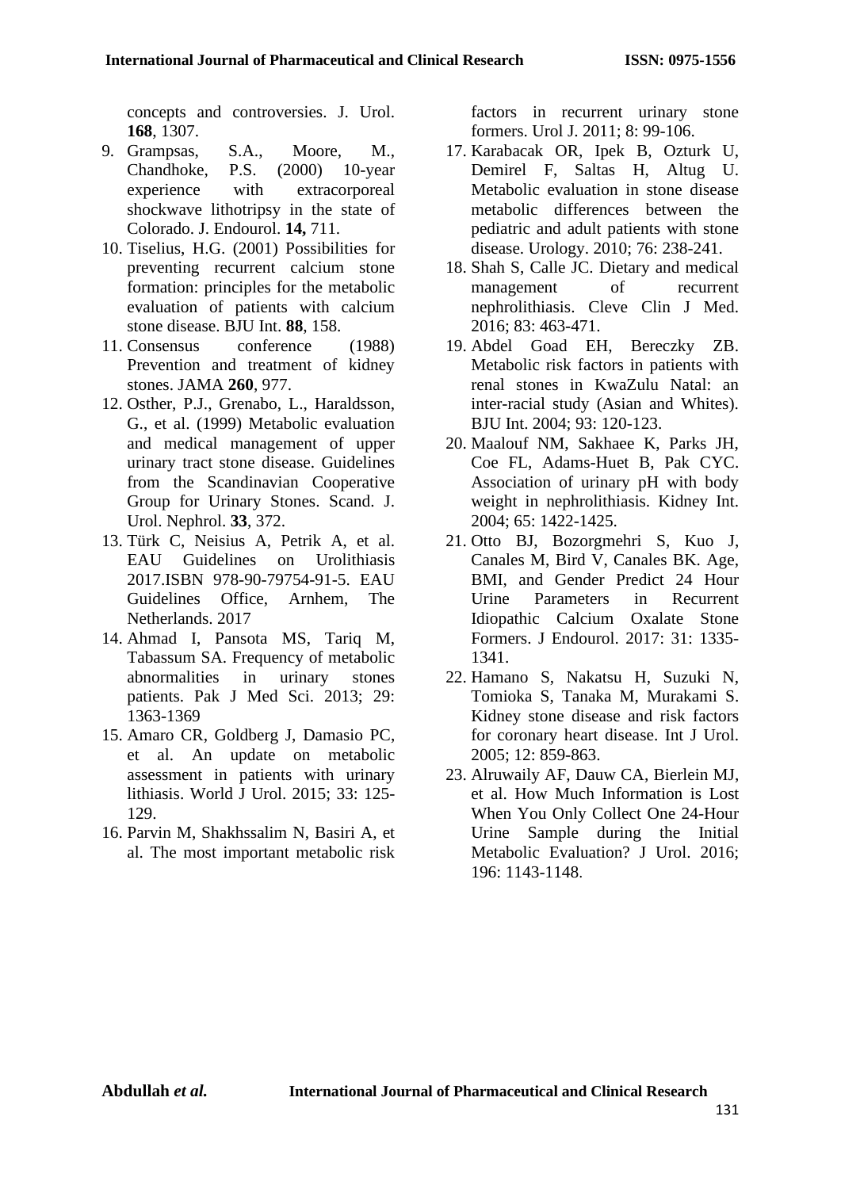concepts and controversies. J. Urol. **168**, 1307.

9. Grampsas, S.A., Moore, M., Chandhoke, P.S. (2000) 10-year experience with extracorporeal shockwave lithotripsy in the state of Colorado. J. Endourol. **14,** 711.
10. Tiselius, H.G. (2001) Possibilities for preventing recurrent calcium stone formation: principles for the metabolic evaluation of patients with calcium stone disease. BJU Int. **88**, 158.
11. Consensus conference (1988) Prevention and treatment of kidney stones. JAMA **260**, 977.
12. Osther, P.J., Grenabo, L., Haraldsson, G., et al. (1999) Metabolic evaluation and medical management of upper urinary tract stone disease. Guidelines from the Scandinavian Cooperative Group for Urinary Stones. Scand. J. Urol. Nephrol. **33**, 372.
13. Türk C, Neisius A, Petrik A, et al. EAU Guidelines on Urolithiasis 2017.ISBN 978-90-79754-91-5. EAU Guidelines Office, Arnhem, The Netherlands. 2017
14. Ahmad I, Pansota MS, Tariq M, Tabassum SA. Frequency of metabolic abnormalities in urinary stones patients. Pak J Med Sci. 2013; 29: 1363-1369
15. Amaro CR, Goldberg J, Damasio PC, et al. An update on metabolic assessment in patients with urinary lithiasis. World J Urol. 2015; 33: 125-129.
16. Parvin M, Shakhssalim N, Basiri A, et al. The most important metabolic risk factors in recurrent urinary stone formers. Urol J. 2011; 8: 99-106.
17. Karabacak OR, Ipek B, Ozturk U, Demirel F, Saltas H, Altug U. Metabolic evaluation in stone disease metabolic differences between the pediatric and adult patients with stone disease. Urology. 2010; 76: 238-241.
18. Shah S, Calle JC. Dietary and medical management of recurrent nephrolithiasis. Cleve Clin J Med. 2016; 83: 463-471.
19. Abdel Goad EH, Bereczky ZB. Metabolic risk factors in patients with renal stones in KwaZulu Natal: an inter-racial study (Asian and Whites). BJU Int. 2004; 93: 120-123.
20. Maalouf NM, Sakhaee K, Parks JH, Coe FL, Adams-Huet B, Pak CYC. Association of urinary pH with body weight in nephrolithiasis. Kidney Int. 2004; 65: 1422-1425.
21. Otto BJ, Bozorgmehri S, Kuo J, Canales M, Bird V, Canales BK. Age, BMI, and Gender Predict 24 Hour Urine Parameters in Recurrent Idiopathic Calcium Oxalate Stone Formers. J Endourol. 2017: 31: 1335-1341.
22. Hamano S, Nakatsu H, Suzuki N, Tomioka S, Tanaka M, Murakami S. Kidney stone disease and risk factors for coronary heart disease. Int J Urol. 2005; 12: 859-863.
23. Alruwaily AF, Dauw CA, Bierlein MJ, et al. How Much Information is Lost When You Only Collect One 24-Hour Urine Sample during the Initial Metabolic Evaluation? J Urol. 2016; 196: 1143-1148.